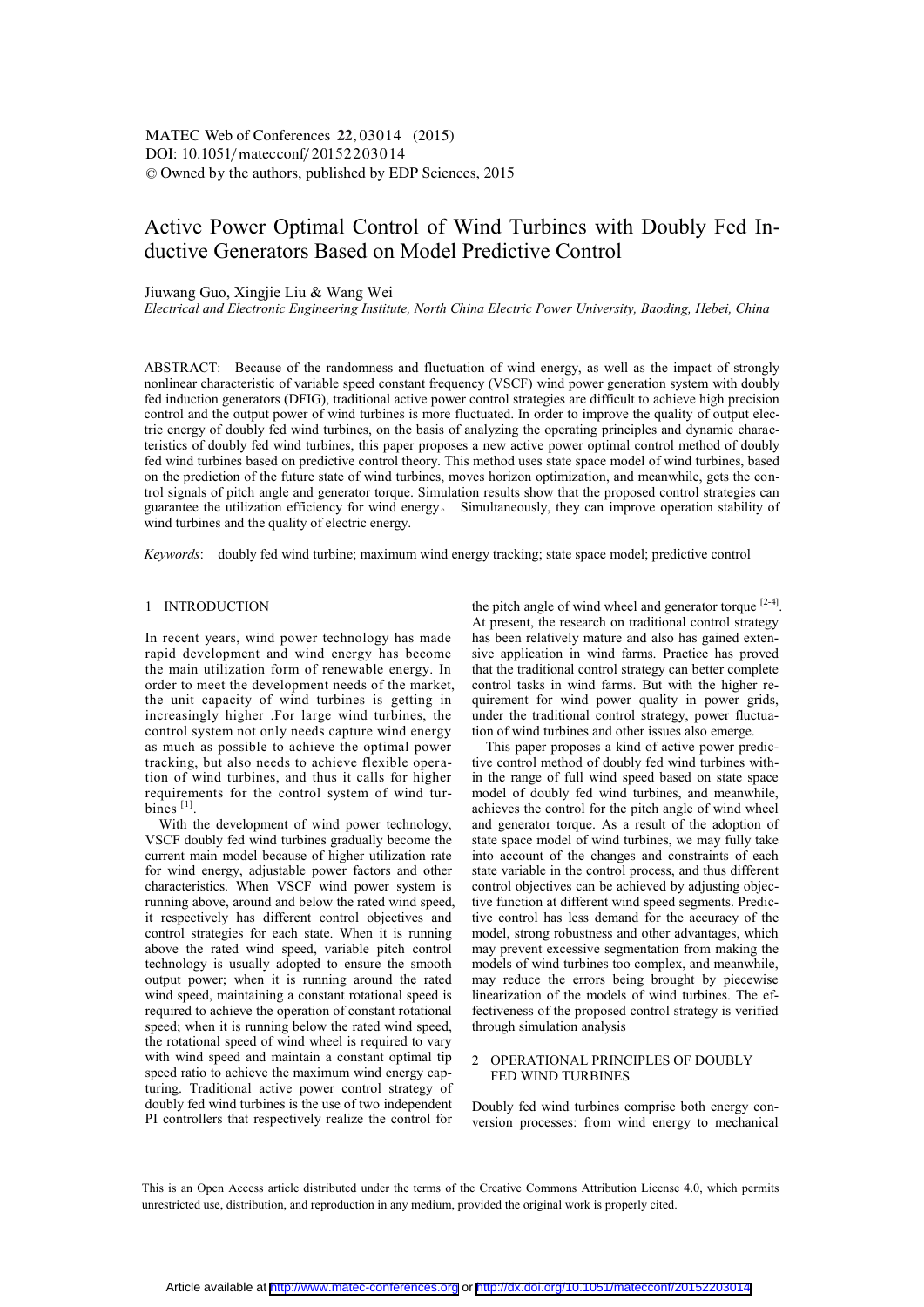# Active Power Optimal Control of Wind Turbines with Doubly Fed Inductive Generators Based on Model Predictive Control

Jiuwang Guo, Xingjie Liu & Wang Wei

*Electrical and Electronic Engineering Institute, North China Electric Power University, Baoding, Hebei, China*

ABSTRACT: Because of the randomness and fluctuation of wind energy, as well as the impact of strongly nonlinear characteristic of variable speed constant frequency (VSCF) wind power generation system with doubly fed induction generators (DFIG), traditional active power control strategies are difficult to achieve high precision control and the output power of wind turbines is more fluctuated. In order to improve the quality of output electric energy of doubly fed wind turbines, on the basis of analyzing the operating principles and dynamic characteristics of doubly fed wind turbines, this paper proposes a new active power optimal control method of doubly fed wind turbines based on predictive control theory. This method uses state space model of wind turbines, based on the prediction of the future state of wind turbines, moves horizon optimization, and meanwhile, gets the control signals of pitch angle and generator torque. Simulation results show that the proposed control strategies can guarantee the utilization efficiency for wind energy。 Simultaneously, they can improve operation stability of wind turbines and the quality of electric energy.

*Keywords*: doubly fed wind turbine; maximum wind energy tracking; state space model; predictive control

## 1 INTRODUCTION

In recent years, wind power technology has made rapid development and wind energy has become the main utilization form of renewable energy. In order to meet the development needs of the market, the unit capacity of wind turbines is getting in increasingly higher .For large wind turbines, the control system not only needs capture wind energy as much as possible to achieve the optimal power tracking, but also needs to achieve flexible operation of wind turbines, and thus it calls for higher requirements for the control system of wind turbines [1].

With the development of wind power technology, VSCF doubly fed wind turbines gradually become the current main model because of higher utilization rate for wind energy, adjustable power factors and other characteristics. When VSCF wind power system is running above, around and below the rated wind speed, it respectively has different control objectives and control strategies for each state. When it is running above the rated wind speed, variable pitch control technology is usually adopted to ensure the smooth output power; when it is running around the rated wind speed, maintaining a constant rotational speed is required to achieve the operation of constant rotational speed; when it is running below the rated wind speed, the rotational speed of wind wheel is required to vary with wind speed and maintain a constant optimal tip speed ratio to achieve the maximum wind energy capturing. Traditional active power control strategy of doubly fed wind turbines is the use of two independent PI controllers that respectively realize the control for the pitch angle of wind wheel and generator torque [2-4]. At present, the research on traditional control strategy has been relatively mature and also has gained extensive application in wind farms. Practice has proved that the traditional control strategy can better complete control tasks in wind farms. But with the higher requirement for wind power quality in power grids, under the traditional control strategy, power fluctuation of wind turbines and other issues also emerge.

This paper proposes a kind of active power predictive control method of doubly fed wind turbines within the range of full wind speed based on state space model of doubly fed wind turbines, and meanwhile, achieves the control for the pitch angle of wind wheel and generator torque. As a result of the adoption of state space model of wind turbines, we may fully take into account of the changes and constraints of each state variable in the control process, and thus different control objectives can be achieved by adjusting objective function at different wind speed segments. Predictive control has less demand for the accuracy of the model, strong robustness and other advantages, which may prevent excessive segmentation from making the models of wind turbines too complex, and meanwhile, may reduce the errors being brought by piecewise linearization of the models of wind turbines. The effectiveness of the proposed control strategy is verified through simulation analysis

## 2 OPERATIONAL PRINCIPLES OF DOUBLY FED WIND TURBINES

Doubly fed wind turbines comprise both energy conversion processes: from wind energy to mechanical

This is an Open Access article distributed under the terms of the Creative Commons Attribution License 4.0, which permits unrestricted use, distribution, and reproduction in any medium, provided the original work is properly cited.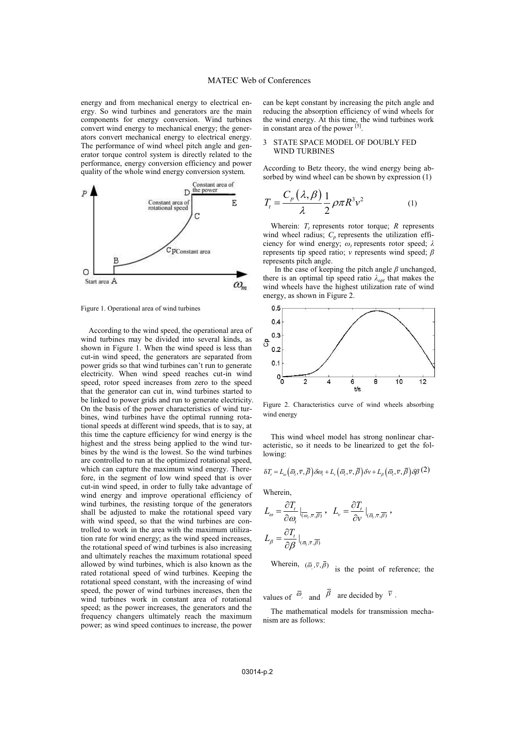energy and from mechanical energy to electrical energy. So wind turbines and generators are the main components for energy conversion. Wind turbines convert wind energy to mechanical energy; the generators convert mechanical energy to electrical energy. The performance of wind wheel pitch angle and generator torque control system is directly related to the performance, energy conversion efficiency and power quality of the whole wind energy conversion system.

Figure 1. Operational area of wind turbines

According to the wind speed, the operational area of wind turbines may be divided into several kinds, as shown in Figure 1. When the wind speed is less than cut-in wind speed, the generators are separated from power grids so that wind turbines can't run to generate electricity. When wind speed reaches cut-in wind speed, rotor speed increases from zero to the speed that the generator can cut in, wind turbines started to be linked to power grids and run to generate electricity. On the basis of the power characteristics of wind turbines, wind turbines have the optimal running rotational speeds at different wind speeds, that is to say, at this time the capture efficiency for wind energy is the highest and the stress being applied to the wind turbines by the wind is the lowest. So the wind turbines are controlled to run at the optimized rotational speed, which can capture the maximum wind energy. Therefore, in the segment of low wind speed that is over cut-in wind speed, in order to fully take advantage of wind energy and improve operational efficiency of wind turbines, the resisting torque of the generators shall be adjusted to make the rotational speed vary with wind speed, so that the wind turbines are controlled to work in the area with the maximum utilization rate for wind energy; as the wind speed increases, the rotational speed of wind turbines is also increasing and ultimately reaches the maximum rotational speed allowed by wind turbines, which is also known as the rated rotational speed of wind turbines. Keeping the rotational speed constant, with the increasing of wind speed, the power of wind turbines increases, then the wind turbines work in constant area of rotational speed; as the power increases, the generators and the frequency changers ultimately reach the maximum power; as wind speed continues to increase, the power can be kept constant by increasing the pitch angle and reducing the absorption efficiency of wind wheels for the wind energy. At this time, the wind turbines work in constant area of the power [5].

## 3 STATE SPACE MODEL OF DOUBLY FED WIND TURBINES

According to Betz theory, the wind energy being absorbed by wind wheel can be shown by expression (1)

$$T_t = \frac{C_p(\lambda, \beta)}{\lambda} \frac{1}{2} \rho \pi R^3 v^2 \tag{1}$$

Wherein: $T_t$ represents rotor torque; $R$ represents wind wheel radius; $C_p$ represents the utilization efficiency for wind energy; $\omega_t$ represents rotor speed; $\lambda$ represents tip speed ratio; $v$ represents wind speed; $\beta$ represents pitch angle.

In the case of keeping the pitch angle $\beta$ unchanged, there is an optimal tip speed ratio $\lambda_{opt}$ that makes the wind wheels have the highest utilization rate of wind energy, as shown in Figure 2.

Figure 2. Characteristics curve of wind wheels absorbing wind energy

This wind wheel model has strong nonlinear characteristic, so it needs to be linearized to get the following:

$$\delta T_t = L_\omega(\bar{\varpi}_t, \bar{v}, \bar{\beta})\delta\omega_t + L_v(\bar{\varpi}_t, \bar{v}, \bar{\beta})\delta v + L_\beta(\bar{\varpi}_t, \bar{v}, \bar{\beta})\delta\beta \tag{2}$$

Wherein,

$$L_\omega = \frac{\partial T_t}{\partial \omega_t}\Big|_{(\bar{\omega}_t, \bar{v}, \bar{\beta})}, \quad L_v = \frac{\partial T_t}{\partial v}\Big|_{(\bar{\varpi}_t, \bar{v}, \bar{\beta})},$$

$$L_\beta = \frac{\partial T_t}{\partial \beta}\Big|_{(\bar{\varpi}_t, \bar{v}, \bar{\beta})}$$

Wherein, $(\bar{\varpi}_t, \bar{v}, \bar{\beta})$ is the point of reference; the values of $\bar{\varpi}_t$ and $\bar{\beta}$ are decided by $\bar{v}$.

The mathematical models for transmission mechanism are as follows: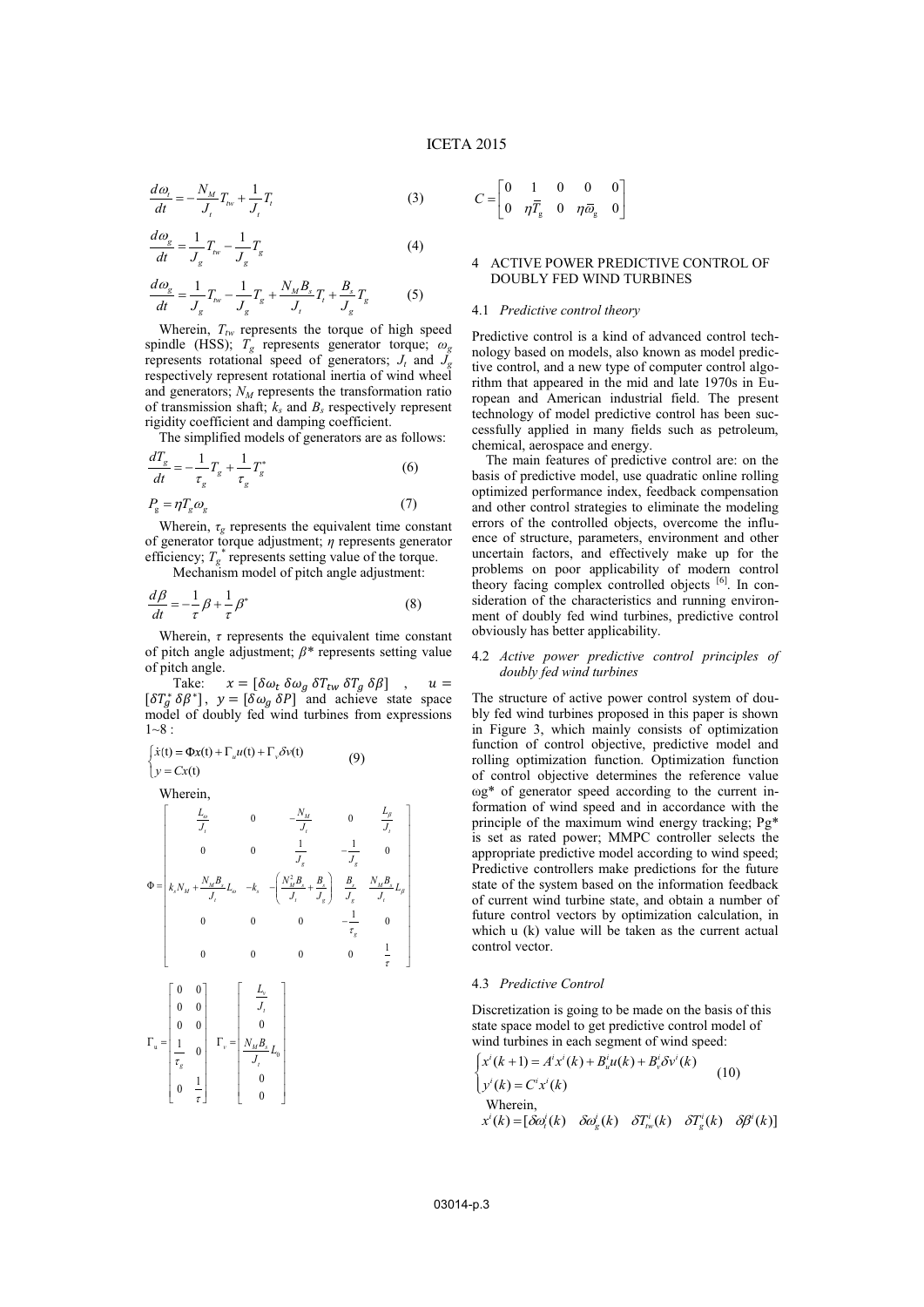$$\frac{d\omega_t}{dt} = -\frac{N_M}{J_t}T_{tw} + \frac{1}{J_t}T_t \tag{3}$$

$$\frac{d\omega_g}{dt} = \frac{1}{J_g}T_{tw} - \frac{1}{J_g}T_g \tag{4}$$

$$\frac{d\omega_g}{dt} = \frac{1}{J_g}T_{tw} - \frac{1}{J_g}T_g + \frac{N_M B_s}{J_t}T_t + \frac{B_s}{J_g}T_g \tag{5}$$

Wherein, $T_{tw}$ represents the torque of high speed spindle (HSS); $T_g$ represents generator torque; $\omega_g$ represents rotational speed of generators; $J_t$ and $J_g$ respectively represent rotational inertia of wind wheel and generators; $N_M$ represents the transformation ratio of transmission shaft; $k_s$ and $B_s$ respectively represent rigidity coefficient and damping coefficient.

The simplified models of generators are as follows:

$$\frac{dT_g}{dt} = -\frac{1}{\tau_g}T_g + \frac{1}{\tau_g}T_g^* \tag{6}$$

$$P_g = \eta T_g \omega_g \tag{7}$$

Wherein, $\tau_g$ represents the equivalent time constant of generator torque adjustment; $\eta$ represents generator efficiency; $T_g^*$ represents setting value of the torque.

Mechanism model of pitch angle adjustment:

$$\frac{d\beta}{dt} = -\frac{1}{\tau}\beta + \frac{1}{\tau}\beta^* \tag{8}$$

Wherein, $\tau$ represents the equivalent time constant of pitch angle adjustment; $\beta^*$ represents setting value of pitch angle.

Take: $x = [\delta\omega_t \; \delta\omega_g \; \delta T_{tw} \; \delta T_g \; \delta\beta]$, $u = [\delta T_g^* \; \delta\beta^*]$, $y = [\delta\omega_g \; \delta P]$ and achieve state space model of doubly fed wind turbines from expressions 1~8 :

$$\begin{cases} \dot{x}(t) = \Phi x(t) + \Gamma_u u(t) + \Gamma_v \delta v(t) \\ y = Cx(t) \end{cases} \tag{9}$$

Wherein,

$$\Phi = \begin{bmatrix} \frac{L_\omega}{J_t} & 0 & -\frac{N_M}{J_t} & 0 & \frac{L_\beta}{J_t} \\ 0 & 0 & \frac{1}{J_g} & -\frac{1}{J_g} & 0 \\ k_s N_M + \frac{N_M B_s}{J_t}L_\omega & -k_s & -\left(\frac{N_M^2 B_s}{J_t} + \frac{B_s}{J_g}\right) & \frac{B_s}{J_g} & \frac{N_M B_s}{J_t}L_\beta \\ 0 & 0 & 0 & -\frac{1}{\tau_g} & 0 \\ 0 & 0 & 0 & 0 & \frac{1}{\tau} \end{bmatrix}$$

$$\Gamma_u = \begin{bmatrix} 0 & 0 \\ 0 & 0 \\ 0 & 0 \\ \frac{1}{\tau_g} & 0 \\ 0 & \frac{1}{\tau} \end{bmatrix} \quad \Gamma_v = \begin{bmatrix} \frac{L_v}{J_t} \\ 0 \\ \frac{N_M B_s}{J_t}L_0 \\ 0 \\ 0 \end{bmatrix}$$

$$C = \begin{bmatrix} 0 & 1 & 0 & 0 & 0 \\ 0 & \eta\overline{T}_g & 0 & \eta\overline{\omega}_g & 0 \end{bmatrix}$$

## 4 ACTIVE POWER PREDICTIVE CONTROL OF DOUBLY FED WIND TURBINES

### 4.1 *Predictive control theory*

Predictive control is a kind of advanced control technology based on models, also known as model predictive control, and a new type of computer control algorithm that appeared in the mid and late 1970s in European and American industrial field. The present technology of model predictive control has been successfully applied in many fields such as petroleum, chemical, aerospace and energy.

The main features of predictive control are: on the basis of predictive model, use quadratic online rolling optimized performance index, feedback compensation and other control strategies to eliminate the modeling errors of the controlled objects, overcome the influence of structure, parameters, environment and other uncertain factors, and effectively make up for the problems on poor applicability of modern control theory facing complex controlled objects [6]. In consideration of the characteristics and running environment of doubly fed wind turbines, predictive control obviously has better applicability.

### 4.2 *Active power predictive control principles of doubly fed wind turbines*

The structure of active power control system of doubly fed wind turbines proposed in this paper is shown in Figure 3, which mainly consists of optimization function of control objective, predictive model and rolling optimization function. Optimization function of control objective determines the reference value ωg* of generator speed according to the current information of wind speed and in accordance with the principle of the maximum wind energy tracking; Pg* is set as rated power; MMPC controller selects the appropriate predictive model according to wind speed; Predictive controllers make predictions for the future state of the system based on the information feedback of current wind turbine state, and obtain a number of future control vectors by optimization calculation, in which u (k) value will be taken as the current actual control vector.

### 4.3 *Predictive Control*

Discretization is going to be made on the basis of this state space model to get predictive control model of wind turbines in each segment of wind speed:

$$\begin{cases} x^i(k+1) = A^i x^i(k) + B_u^i u(k) + B_v^i \delta v^i(k) \\ y^i(k) = C^i x^i(k) \end{cases} \tag{10}$$

Wherein,

$$x^i(k) = [\delta\omega_t^i(k) \quad \delta\omega_g^i(k) \quad \delta T_{tw}^i(k) \quad \delta T_g^i(k) \quad \delta\beta^i(k)]$$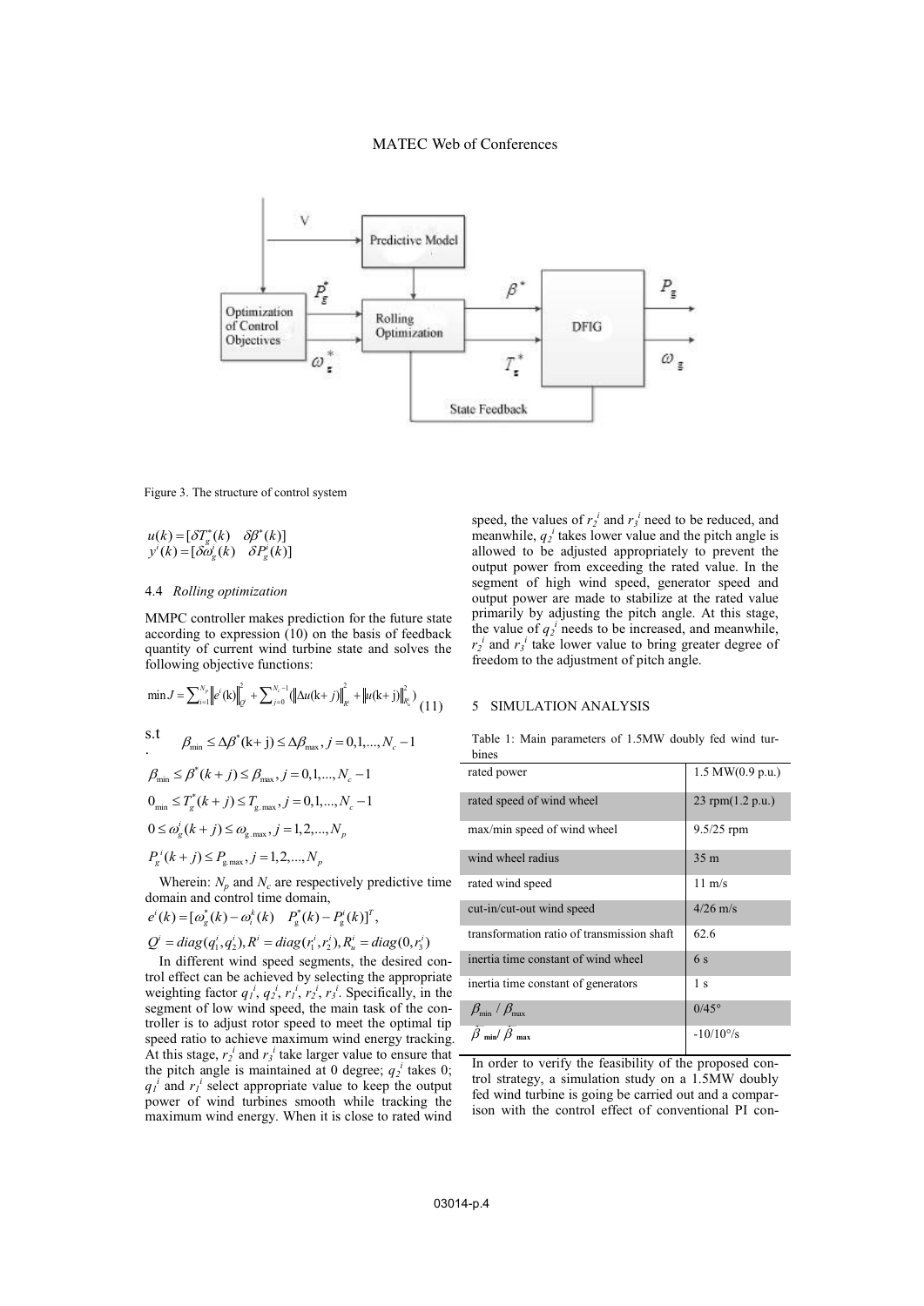Figure 3. The structure of control system

$$u(k) = [\delta T_g^*(k) \quad \delta\beta^*(k)]$$
$$y^i(k) = [\delta\omega_g^i(k) \quad \delta P_g^i(k)]$$

### 4.4 *Rolling optimization*

MMPC controller makes prediction for the future state according to expression (10) on the basis of feedback quantity of current wind turbine state and solves the following objective functions:

$$\min J = \sum_{i=1}^{N_p} \left\| e^i(\mathrm{k}) \right\|_{Q^i}^2 + \sum_{j=0}^{N_c-1} (\left\| \Delta u(\mathrm{k}+j) \right\|_{R^i}^2 + \left\| u(\mathrm{k}+j) \right\|_{R_u^i}^2) \quad (11)$$

s.t. $\beta_{\min} \le \Delta\beta^*(\mathrm{k}+\mathrm{j}) \le \Delta\beta_{\max}, j = 0,1,...,N_c - 1$

$$\beta_{\min} \le \beta^*(k+j) \le \beta_{\max}, j = 0,1,...,N_c - 1$$

$$0_{\min} \le T_g^*(k+j) \le T_{\mathrm{g.max}}, j = 0,1,...,N_c - 1$$

$$0 \le \omega_g^i(k+j) \le \omega_{\mathrm{g.max}}, j = 1,2,...,N_p$$

$$P_g^i(k+j) \le P_{\mathrm{g.max}}, j = 1,2,...,N_p$$

Wherein: $N_p$ and $N_c$ are respectively predictive time domain and control time domain,

$e^i(k) = [\omega_g^*(k) - \omega_i^k(k) \quad P_g^*(k) - P_g^i(k)]^T$,

$Q^i = diag(q_1^i, q_2^i), R^i = diag(r_1^i, r_2^i), R_u^i = diag(0, r_3^i)$

In different wind speed segments, the desired control effect can be achieved by selecting the appropriate weighting factor $q_1^i$, $q_2^i$, $r_1^i$, $r_2^i$, $r_3^i$. Specifically, in the segment of low wind speed, the main task of the controller is to adjust rotor speed to meet the optimal tip speed ratio to achieve maximum wind energy tracking. At this stage, $r_2^i$ and $r_3^i$ take larger value to ensure that the pitch angle is maintained at 0 degree; $q_2^i$ takes 0; $q_1^i$ and $r_1^i$ select appropriate value to keep the output power of wind turbines smooth while tracking the maximum wind energy. When it is close to rated wind speed, the values of $r_2^i$ and $r_3^i$ need to be reduced, and meanwhile, $q_2^i$ takes lower value and the pitch angle is allowed to be adjusted appropriately to prevent the output power from exceeding the rated value. In the segment of high wind speed, generator speed and output power are made to stabilize at the rated value primarily by adjusting the pitch angle. At this stage, the value of $q_2^i$ needs to be increased, and meanwhile, $r_2^i$ and $r_3^i$ take lower value to bring greater degree of freedom to the adjustment of pitch angle.

## 5 SIMULATION ANALYSIS

Table 1: Main parameters of 1.5MW doubly fed wind turbines

| | |
|---|---|
| rated power | 1.5 MW(0.9 p.u.) |
| rated speed of wind wheel | 23 rpm(1.2 p.u.) |
| max/min speed of wind wheel | 9.5/25 rpm |
| wind wheel radius | 35 m |
| rated wind speed | 11 m/s |
| cut-in/cut-out wind speed | 4/26 m/s |
| transformation ratio of transmission shaft | 62.6 |
| inertia time constant of wind wheel | 6 s |
| inertia time constant of generators | 1 s |
| $\beta_{\min}$ / $\beta_{\max}$ | 0/45° |
| $\dot{\beta}_{\min}$/ $\dot{\beta}_{\max}$ | -10/10°/s |

In order to verify the feasibility of the proposed control strategy, a simulation study on a 1.5MW doubly fed wind turbine is going be carried out and a comparison with the control effect of conventional PI con-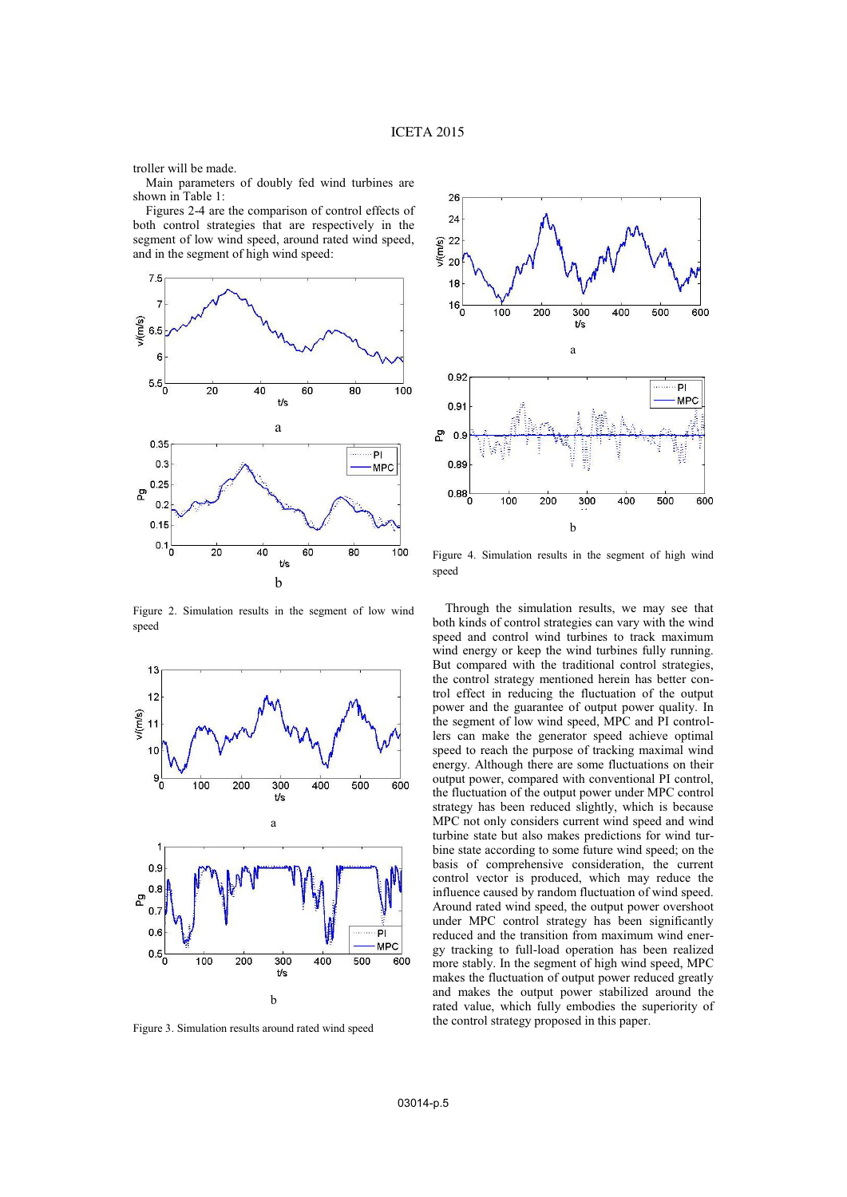troller will be made.

Main parameters of doubly fed wind turbines are shown in Table 1:

Figures 2-4 are the comparison of control effects of both control strategies that are respectively in the segment of low wind speed, around rated wind speed, and in the segment of high wind speed:

Figure 2. Simulation results in the segment of low wind speed

Figure 3. Simulation results around rated wind speed

Figure 4. Simulation results in the segment of high wind speed

Through the simulation results, we may see that both kinds of control strategies can vary with the wind speed and control wind turbines to track maximum wind energy or keep the wind turbines fully running. But compared with the traditional control strategies, the control strategy mentioned herein has better control effect in reducing the fluctuation of the output power and the guarantee of output power quality. In the segment of low wind speed, MPC and PI controllers can make the generator speed achieve optimal speed to reach the purpose of tracking maximal wind energy. Although there are some fluctuations on their output power, compared with conventional PI control, the fluctuation of the output power under MPC control strategy has been reduced slightly, which is because MPC not only considers current wind speed and wind turbine state but also makes predictions for wind turbine state according to some future wind speed; on the basis of comprehensive consideration, the current control vector is produced, which may reduce the influence caused by random fluctuation of wind speed. Around rated wind speed, the output power overshoot under MPC control strategy has been significantly reduced and the transition from maximum wind energy tracking to full-load operation has been realized more stably. In the segment of high wind speed, MPC makes the fluctuation of output power reduced greatly and makes the output power stabilized around the rated value, which fully embodies the superiority of the control strategy proposed in this paper.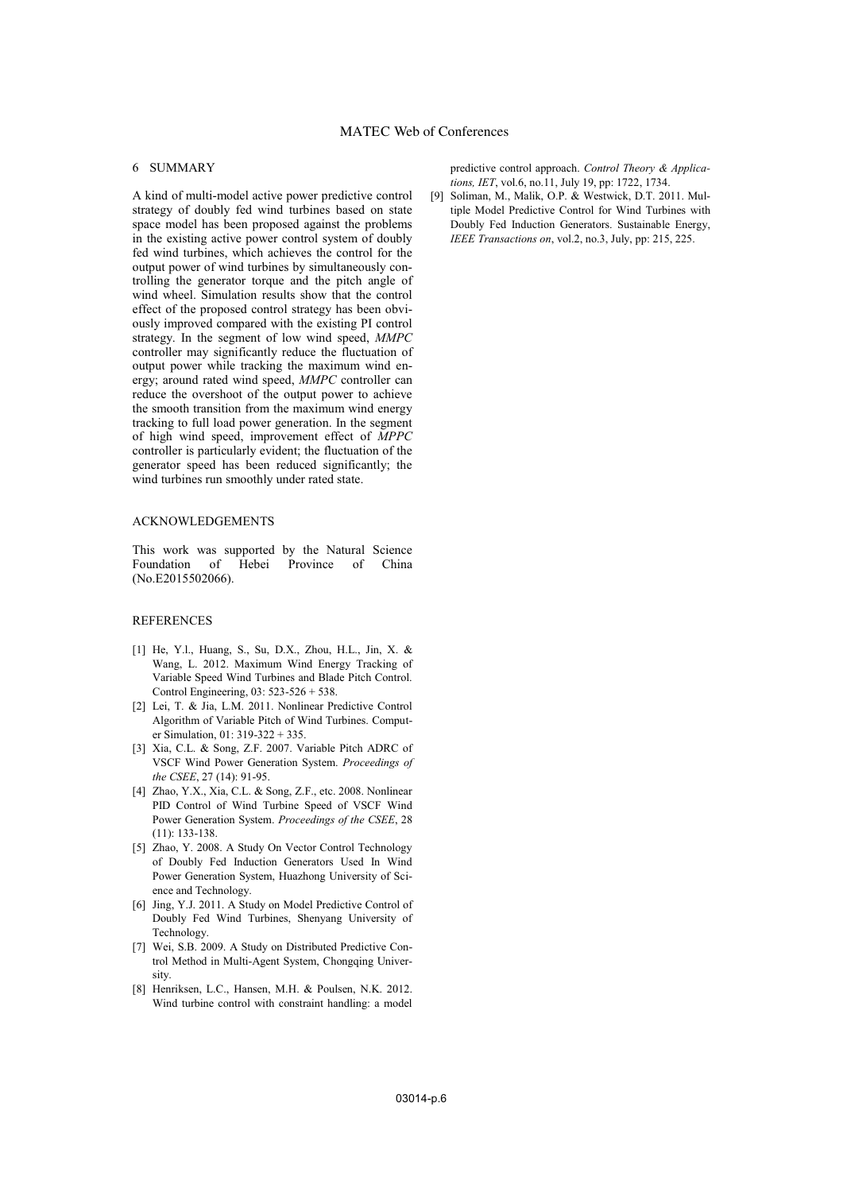## 6 SUMMARY

A kind of multi-model active power predictive control strategy of doubly fed wind turbines based on state space model has been proposed against the problems in the existing active power control system of doubly fed wind turbines, which achieves the control for the output power of wind turbines by simultaneously controlling the generator torque and the pitch angle of wind wheel. Simulation results show that the control effect of the proposed control strategy has been obviously improved compared with the existing PI control strategy. In the segment of low wind speed, *MMPC* controller may significantly reduce the fluctuation of output power while tracking the maximum wind energy; around rated wind speed, *MMPC* controller can reduce the overshoot of the output power to achieve the smooth transition from the maximum wind energy tracking to full load power generation. In the segment of high wind speed, improvement effect of *MPPC* controller is particularly evident; the fluctuation of the generator speed has been reduced significantly; the wind turbines run smoothly under rated state.

## ACKNOWLEDGEMENTS

This work was supported by the Natural Science Foundation of Hebei Province of China (No.E2015502066).

## REFERENCES

[1] He, Y.l., Huang, S., Su, D.X., Zhou, H.L., Jin, X. & Wang, L. 2012. Maximum Wind Energy Tracking of Variable Speed Wind Turbines and Blade Pitch Control. Control Engineering, 03: 523-526 + 538.

[2] Lei, T. & Jia, L.M. 2011. Nonlinear Predictive Control Algorithm of Variable Pitch of Wind Turbines. Computer Simulation, 01: 319-322 + 335.

[3] Xia, C.L. & Song, Z.F. 2007. Variable Pitch ADRC of VSCF Wind Power Generation System. *Proceedings of the CSEE*, 27 (14): 91-95.

[4] Zhao, Y.X., Xia, C.L. & Song, Z.F., etc. 2008. Nonlinear PID Control of Wind Turbine Speed of VSCF Wind Power Generation System. *Proceedings of the CSEE*, 28 (11): 133-138.

[5] Zhao, Y. 2008. A Study On Vector Control Technology of Doubly Fed Induction Generators Used In Wind Power Generation System, Huazhong University of Science and Technology.

[6] Jing, Y.J. 2011. A Study on Model Predictive Control of Doubly Fed Wind Turbines, Shenyang University of Technology.

[7] Wei, S.B. 2009. A Study on Distributed Predictive Control Method in Multi-Agent System, Chongqing University.

[8] Henriksen, L.C., Hansen, M.H. & Poulsen, N.K. 2012. Wind turbine control with constraint handling: a model predictive control approach. *Control Theory & Applications, IET*, vol.6, no.11, July 19, pp: 1722, 1734.

[9] Soliman, M., Malik, O.P. & Westwick, D.T. 2011. Multiple Model Predictive Control for Wind Turbines with Doubly Fed Induction Generators. Sustainable Energy, *IEEE Transactions on*, vol.2, no.3, July, pp: 215, 225.